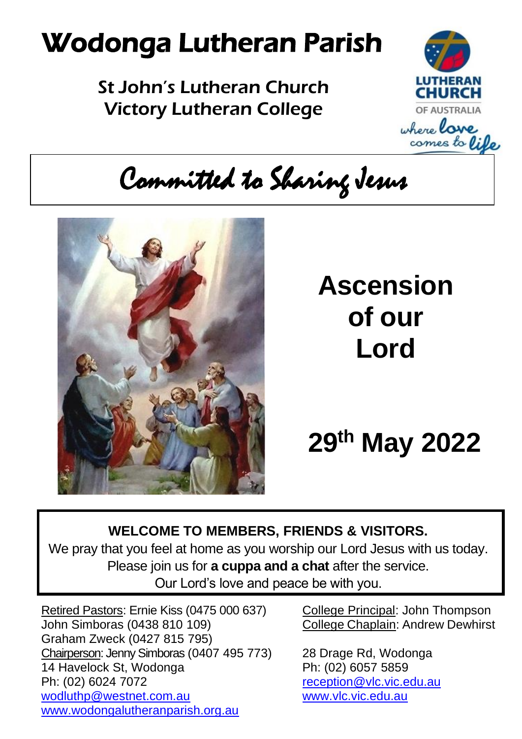# Wodonga Lutheran Parish

St John's Lutheran Church
Victory Lutheran College

LUTHERAN CHURCH OF AUSTRALIA
where love comes to life

*Committed to Sharing Jesus*

# Ascension of our Lord

# 29th May 2022

**WELCOME TO MEMBERS, FRIENDS & VISITORS.**
We pray that you feel at home as you worship our Lord Jesus with us today.
Please join us for **a cuppa and a chat** after the service.
Our Lord's love and peace be with you.

Retired Pastors: Ernie Kiss (0475 000 637)
John Simboras (0438 810 109)
Graham Zweck (0427 815 795)
Chairperson: Jenny Simboras (0407 495 773)
14 Havelock St, Wodonga
Ph: (02) 6024 7072
wodluthp@westnet.com.au
www.wodongalutheranparish.org.au

College Principal: John Thompson
College Chaplain: Andrew Dewhirst

28 Drage Rd, Wodonga
Ph: (02) 6057 5859
reception@vlc.vic.edu.au
www.vlc.vic.edu.au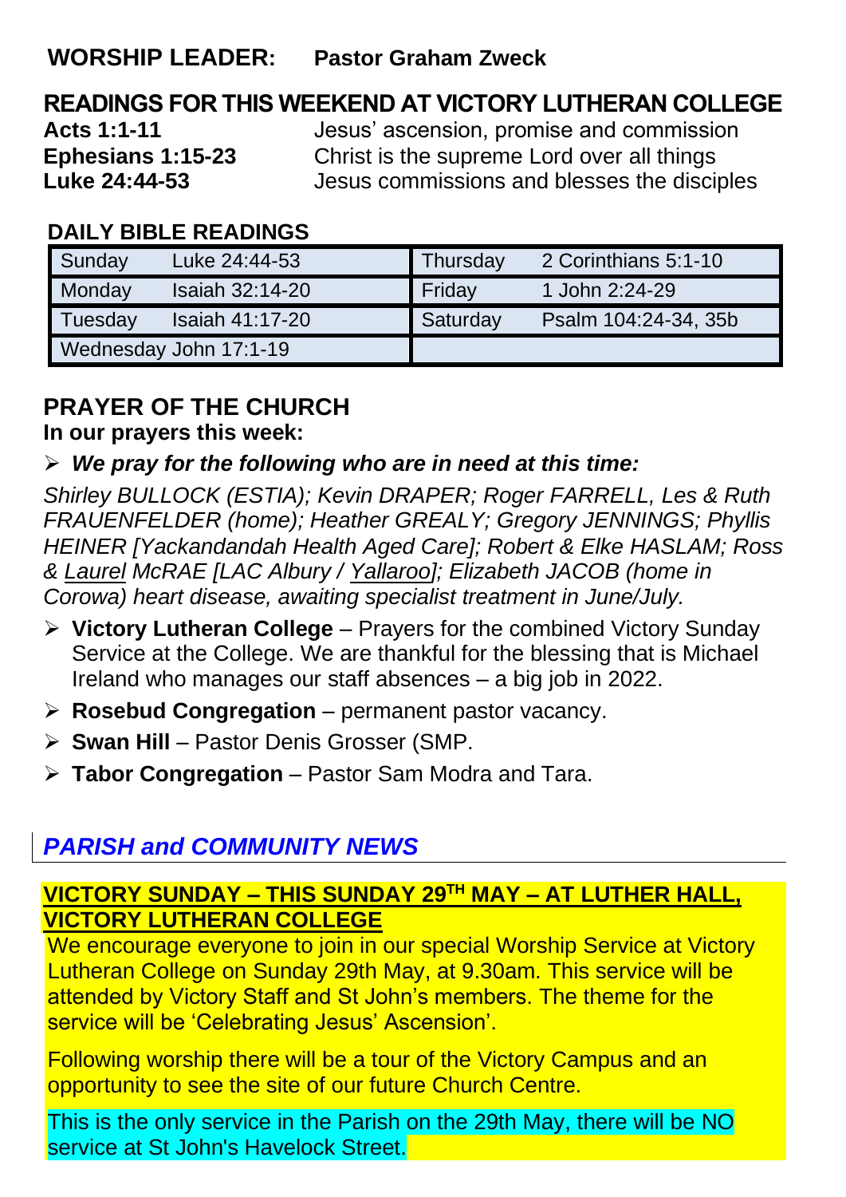## WORSHIP LEADER: Pastor Graham Zweck

## READINGS FOR THIS WEEKEND AT VICTORY LUTHERAN COLLEGE

**Acts 1:1-11** Jesus' ascension, promise and commission
**Ephesians 1:15-23** Christ is the supreme Lord over all things
**Luke 24:44-53** Jesus commissions and blesses the disciples

### DAILY BIBLE READINGS

| | | | |
|---|---|---|---|
| Sunday | Luke 24:44-53 | Thursday | 2 Corinthians 5:1-10 |
| Monday | Isaiah 32:14-20 | Friday | 1 John 2:24-29 |
| Tuesday | Isaiah 41:17-20 | Saturday | Psalm 104:24-34, 35b |
| Wednesday | John 17:1-19 | | |

## PRAYER OF THE CHURCH

**In our prayers this week:**

- ***We pray for the following who are in need at this time:***

*Shirley BULLOCK (ESTIA); Kevin DRAPER; Roger FARRELL, Les & Ruth FRAUENFELDER (home); Heather GREALY; Gregory JENNINGS; Phyllis HEINER [Yackandandah Health Aged Care]; Robert & Elke HASLAM; Ross & Laurel McRAE [LAC Albury / Yallaroo]; Elizabeth JACOB (home in Corowa) heart disease, awaiting specialist treatment in June/July.*

- **Victory Lutheran College** – Prayers for the combined Victory Sunday Service at the College. We are thankful for the blessing that is Michael Ireland who manages our staff absences – a big job in 2022.
- **Rosebud Congregation** – permanent pastor vacancy.
- **Swan Hill** – Pastor Denis Grosser (SMP.
- **Tabor Congregation** – Pastor Sam Modra and Tara.

## *PARISH and COMMUNITY NEWS*

### VICTORY SUNDAY – THIS SUNDAY 29TH MAY – AT LUTHER HALL, VICTORY LUTHERAN COLLEGE

We encourage everyone to join in our special Worship Service at Victory Lutheran College on Sunday 29th May, at 9.30am. This service will be attended by Victory Staff and St John's members. The theme for the service will be 'Celebrating Jesus' Ascension'.

Following worship there will be a tour of the Victory Campus and an opportunity to see the site of our future Church Centre.

This is the only service in the Parish on the 29th May, there will be NO service at St John's Havelock Street.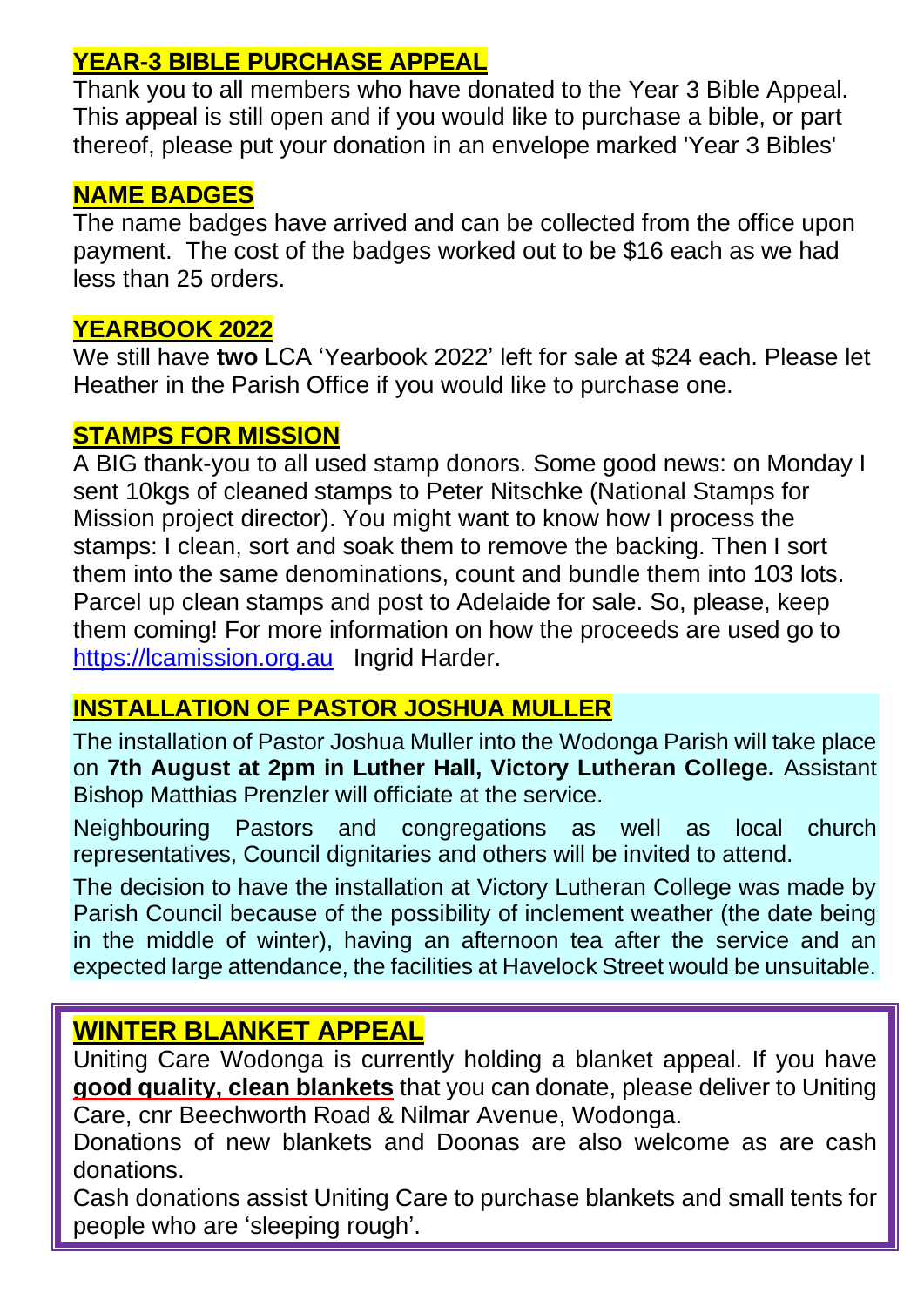## YEAR-3 BIBLE PURCHASE APPEAL

Thank you to all members who have donated to the Year 3 Bible Appeal. This appeal is still open and if you would like to purchase a bible, or part thereof, please put your donation in an envelope marked 'Year 3 Bibles'

## NAME BADGES

The name badges have arrived and can be collected from the office upon payment. The cost of the badges worked out to be $16 each as we had less than 25 orders.

## YEARBOOK 2022

We still have **two** LCA 'Yearbook 2022' left for sale at $24 each. Please let Heather in the Parish Office if you would like to purchase one.

## STAMPS FOR MISSION

A BIG thank-you to all used stamp donors. Some good news: on Monday I sent 10kgs of cleaned stamps to Peter Nitschke (National Stamps for Mission project director). You might want to know how I process the stamps: I clean, sort and soak them to remove the backing. Then I sort them into the same denominations, count and bundle them into 103 lots. Parcel up clean stamps and post to Adelaide for sale. So, please, keep them coming! For more information on how the proceeds are used go to https://lcamission.org.au Ingrid Harder.

## INSTALLATION OF PASTOR JOSHUA MULLER

The installation of Pastor Joshua Muller into the Wodonga Parish will take place on **7th August at 2pm in Luther Hall, Victory Lutheran College.** Assistant Bishop Matthias Prenzler will officiate at the service.

Neighbouring Pastors and congregations as well as local church representatives, Council dignitaries and others will be invited to attend.

The decision to have the installation at Victory Lutheran College was made by Parish Council because of the possibility of inclement weather (the date being in the middle of winter), having an afternoon tea after the service and an expected large attendance, the facilities at Havelock Street would be unsuitable.

## WINTER BLANKET APPEAL

Uniting Care Wodonga is currently holding a blanket appeal. If you have **good quality, clean blankets** that you can donate, please deliver to Uniting Care, cnr Beechworth Road & Nilmar Avenue, Wodonga.

Donations of new blankets and Doonas are also welcome as are cash donations.

Cash donations assist Uniting Care to purchase blankets and small tents for people who are 'sleeping rough'.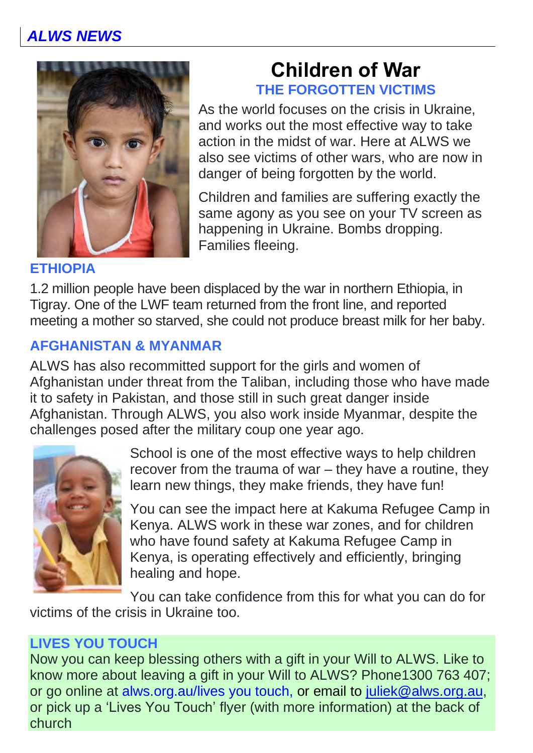*ALWS NEWS*

# Children of War

## THE FORGOTTEN VICTIMS

As the world focuses on the crisis in Ukraine, and works out the most effective way to take action in the midst of war. Here at ALWS we also see victims of other wars, who are now in danger of being forgotten by the world.

Children and families are suffering exactly the same agony as you see on your TV screen as happening in Ukraine. Bombs dropping. Families fleeing.

### ETHIOPIA

1.2 million people have been displaced by the war in northern Ethiopia, in Tigray. One of the LWF team returned from the front line, and reported meeting a mother so starved, she could not produce breast milk for her baby.

### AFGHANISTAN & MYANMAR

ALWS has also recommitted support for the girls and women of Afghanistan under threat from the Taliban, including those who have made it to safety in Pakistan, and those still in such great danger inside Afghanistan. Through ALWS, you also work inside Myanmar, despite the challenges posed after the military coup one year ago.

School is one of the most effective ways to help children recover from the trauma of war – they have a routine, they learn new things, they make friends, they have fun!

You can see the impact here at Kakuma Refugee Camp in Kenya. ALWS work in these war zones, and for children who have found safety at Kakuma Refugee Camp in Kenya, is operating effectively and efficiently, bringing healing and hope.

You can take confidence from this for what you can do for victims of the crisis in Ukraine too.

### LIVES YOU TOUCH

Now you can keep blessing others with a gift in your Will to ALWS. Like to know more about leaving a gift in your Will to ALWS? Phone1300 763 407; or go online at alws.org.au/lives you touch, or email to juliek@alws.org.au, or pick up a 'Lives You Touch' flyer (with more information) at the back of church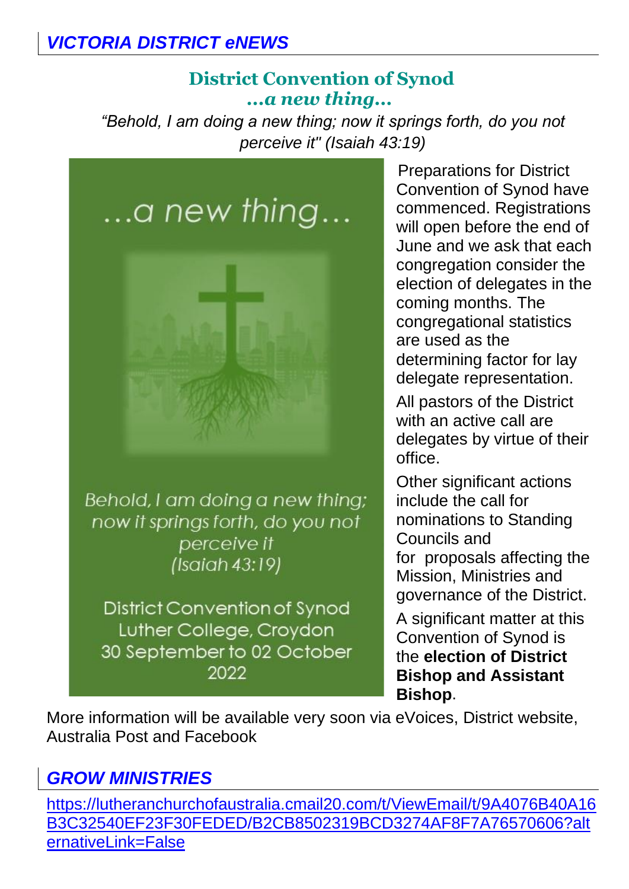## *VICTORIA DISTRICT eNEWS*

### District Convention of Synod
### *...a new thing...*

*"Behold, I am doing a new thing; now it springs forth, do you not perceive it" (Isaiah 43:19)*

...a new thing...

Behold, I am doing a new thing; now it springs forth, do you not perceive it (Isaiah 43:19)

District Convention of Synod
Luther College, Croydon
30 September to 02 October 2022

Preparations for District Convention of Synod have commenced. Registrations will open before the end of June and we ask that each congregation consider the election of delegates in the coming months. The congregational statistics are used as the determining factor for lay delegate representation.

All pastors of the District with an active call are delegates by virtue of their office.

Other significant actions include the call for nominations to Standing Councils and for proposals affecting the Mission, Ministries and governance of the District.

A significant matter at this Convention of Synod is the **election of District Bishop and Assistant Bishop**.

More information will be available very soon via eVoices, District website, Australia Post and Facebook

## *GROW MINISTRIES*

https://lutheranchurchofaustralia.cmail20.com/t/ViewEmail/t/9A4076B40A16B3C32540EF23F30FEDED/B2CB8502319BCD3274AF8F7A76570606?alternativeLink=False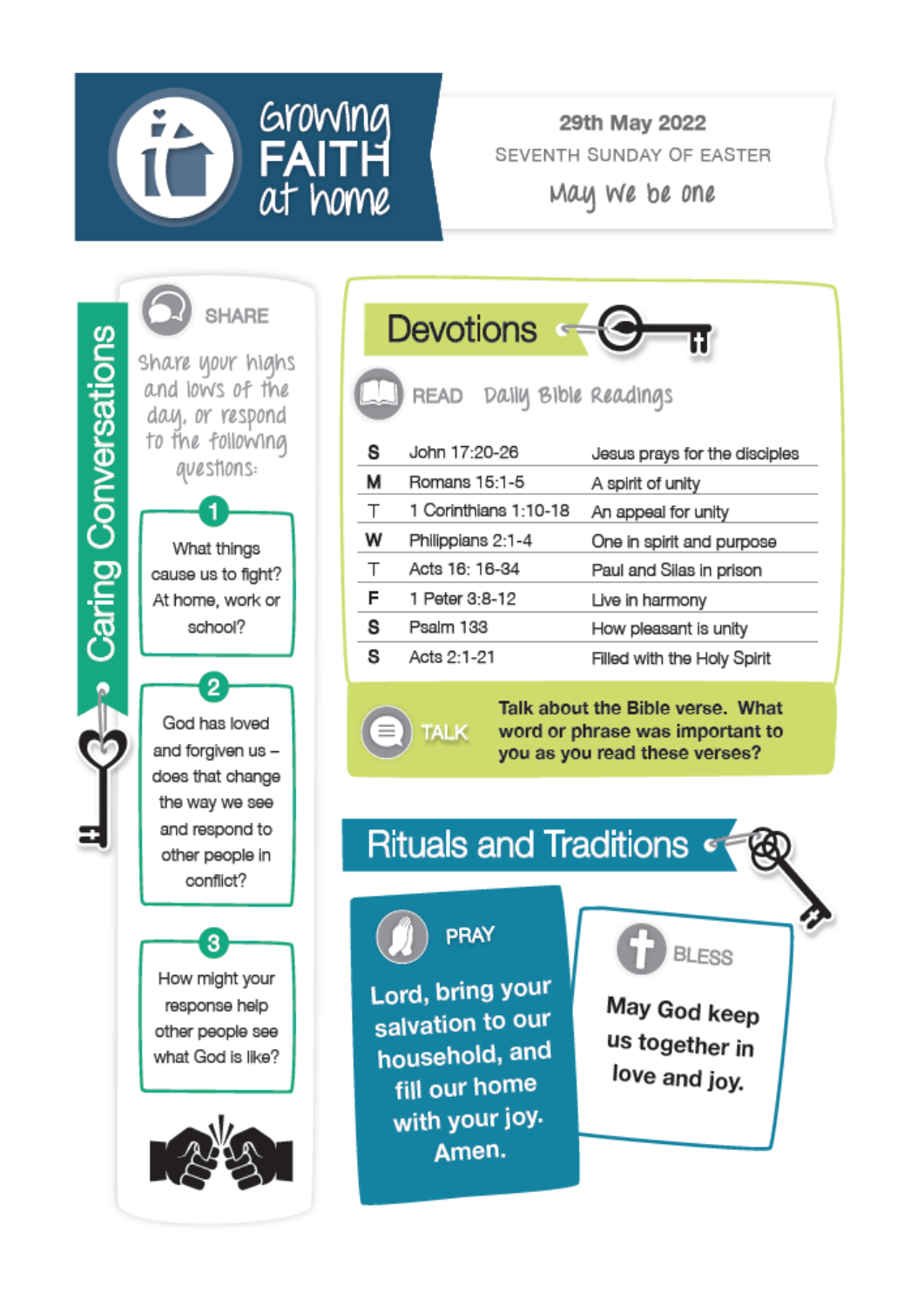# Growing FAITH at home

**29th May 2022**

SEVENTH SUNDAY OF EASTER

*May we be one*

## Caring Conversations

### SHARE

*Share your highs and lows of the day, or respond to the following questions:*

1. What things cause us to fight? At home, work or school?
2. God has loved and forgiven us – does that change the way we see and respond to other people in conflict?
3. How might your response help other people see what God is like?

## Devotions

### READ *Daily Bible Readings*

| | | |
|---|---|---|
| S | John 17:20-26 | Jesus prays for the disciples |
| M | Romans 15:1-5 | A spirit of unity |
| T | 1 Corinthians 1:10-18 | An appeal for unity |
| W | Philippians 2:1-4 | One in spirit and purpose |
| T | Acts 16: 16-34 | Paul and Silas in prison |
| F | 1 Peter 3:8-12 | Live in harmony |
| S | Psalm 133 | How pleasant is unity |
| S | Acts 2:1-21 | Filled with the Holy Spirit |

### TALK

**Talk about the Bible verse. What word or phrase was important to you as you read these verses?**

## Rituals and Traditions

### PRAY

**Lord, bring your salvation to our household, and fill our home with your joy. Amen.**

### BLESS

**May God keep us together in love and joy.**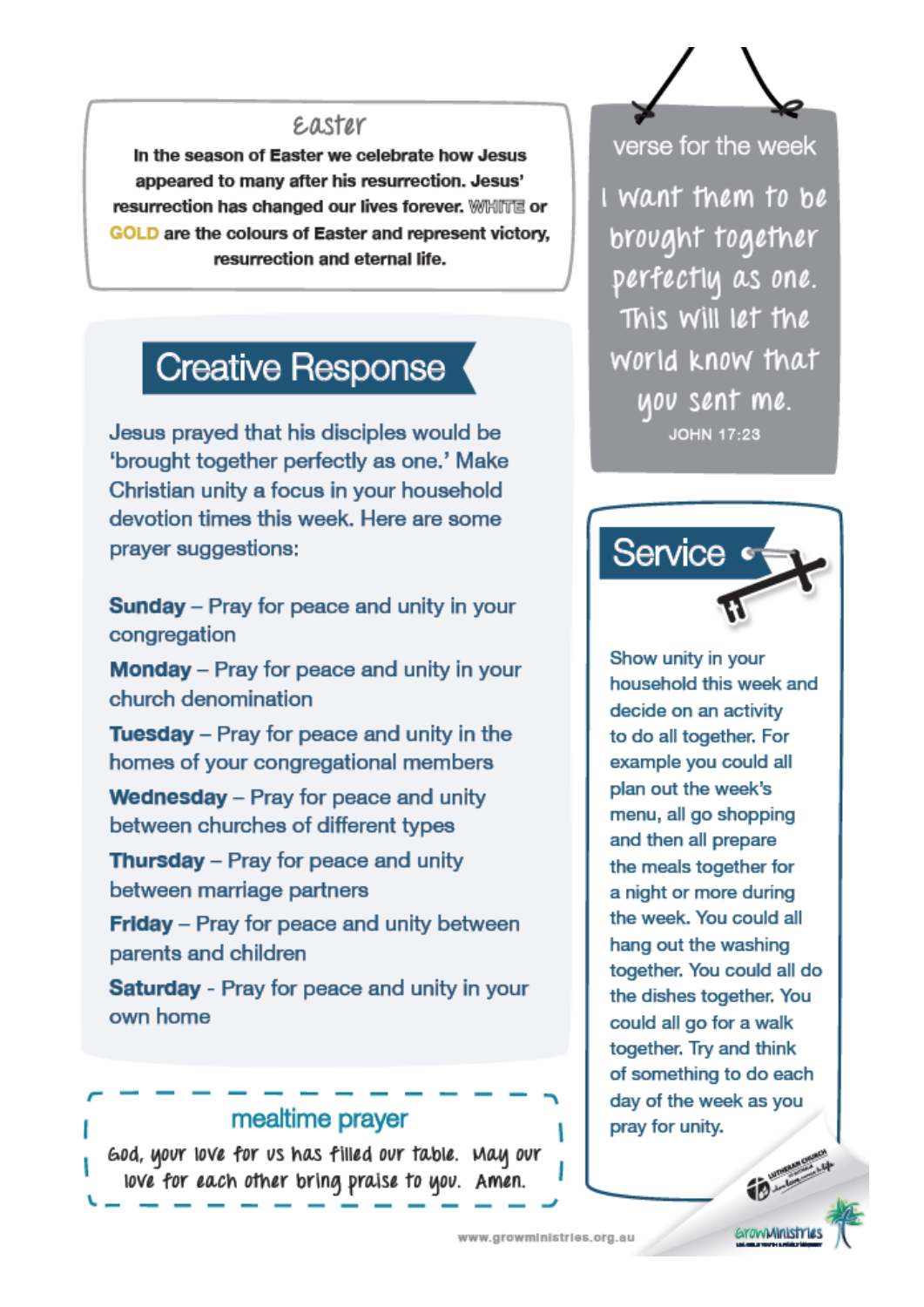## Easter

**In the season of Easter we celebrate how Jesus appeared to many after his resurrection. Jesus' resurrection has changed our lives forever. WHITE or GOLD are the colours of Easter and represent victory, resurrection and eternal life.**

## Creative Response

Jesus prayed that his disciples would be 'brought together perfectly as one.' Make Christian unity a focus in your household devotion times this week. Here are some prayer suggestions:

**Sunday** – Pray for peace and unity in your congregation

**Monday** – Pray for peace and unity in your church denomination

**Tuesday** – Pray for peace and unity in the homes of your congregational members

**Wednesday** – Pray for peace and unity between churches of different types

**Thursday** – Pray for peace and unity between marriage partners

**Friday** – Pray for peace and unity between parents and children

**Saturday** - Pray for peace and unity in your own home

## mealtime prayer

God, your love for us has filled our table. May our love for each other bring praise to you. Amen.

## verse for the week

I want them to be brought together perfectly as one. This will let the world know that you sent me.

JOHN 17:23

## Service

Show unity in your household this week and decide on an activity to do all together. For example you could all plan out the week's menu, all go shopping and then all prepare the meals together for a night or more during the week. You could all hang out the washing together. You could all do the dishes together. You could all go for a walk together. Try and think of something to do each day of the week as you pray for unity.

www.growministries.org.au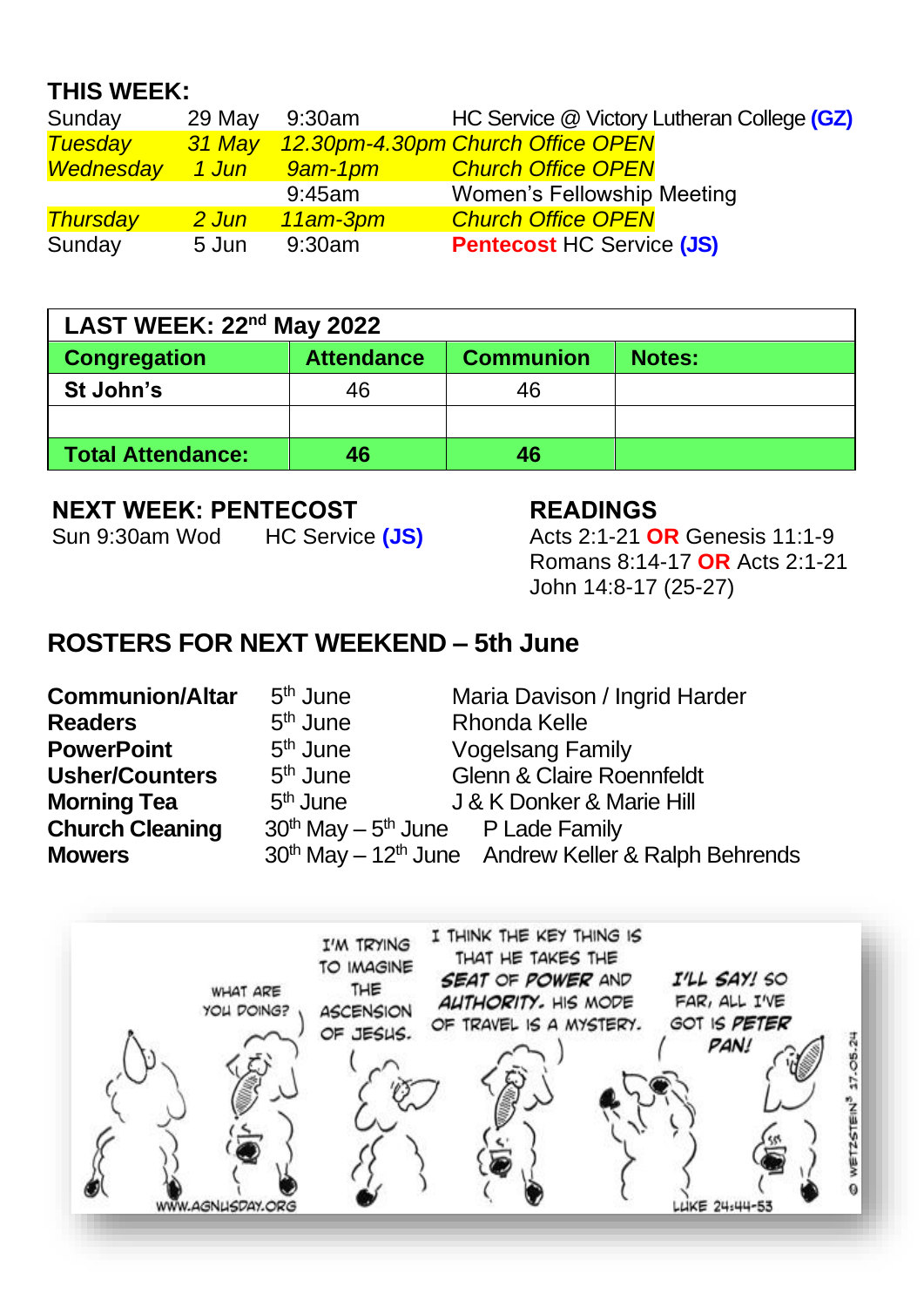**THIS WEEK:**

| | | | |
|---|---|---|---|
| Sunday | 29 May | 9:30am | HC Service @ Victory Lutheran College **(GZ)** |
| *Tuesday* | *31 May* | *12.30pm-4.30pm* | *Church Office OPEN* |
| *Wednesday* | *1 Jun* | *9am-1pm* | *Church Office OPEN* |
| | | 9:45am | Women's Fellowship Meeting |
| *Thursday* | *2 Jun* | *11am-3pm* | *Church Office OPEN* |
| Sunday | 5 Jun | 9:30am | **Pentecost** HC Service **(JS)** |

| LAST WEEK: 22nd May 2022 | | | |
|---|---|---|---|
| **Congregation** | **Attendance** | **Communion** | **Notes:** |
| **St John's** | 46 | 46 | |
| | | | |
| **Total Attendance:** | **46** | **46** | |

**NEXT WEEK: PENTECOST**

Sun 9:30am Wod HC Service **(JS)**

**READINGS**

Acts 2:1-21 **OR** Genesis 11:1-9
Romans 8:14-17 **OR** Acts 2:1-21
John 14:8-17 (25-27)

## ROSTERS FOR NEXT WEEKEND – 5th June

| | | |
|---|---|---|
| **Communion/Altar** | 5th June | Maria Davison / Ingrid Harder |
| **Readers** | 5th June | Rhonda Kelle |
| **PowerPoint** | 5th June | Vogelsang Family |
| **Usher/Counters** | 5th June | Glenn & Claire Roennfeldt |
| **Morning Tea** | 5th June | J & K Donker & Marie Hill |
| **Church Cleaning** | 30th May – 5th June | P Lade Family |
| **Mowers** | 30th May – 12th June | Andrew Keller & Ralph Behrends |

WHAT ARE YOU DOING?

I'M TRYING TO IMAGINE THE ASCENSION OF JESUS.

I THINK THE KEY THING IS THAT HE TAKES THE *SEAT OF POWER* AND *AUTHORITY*. HIS MODE OF TRAVEL IS A MYSTERY.

I'LL SAY! SO FAR, ALL I'VE GOT IS *PETER PAN!*

WWW.AGNUSDAY.ORG

LUKE 24:44-53

© WETZSTEIN[3] 17.05.24